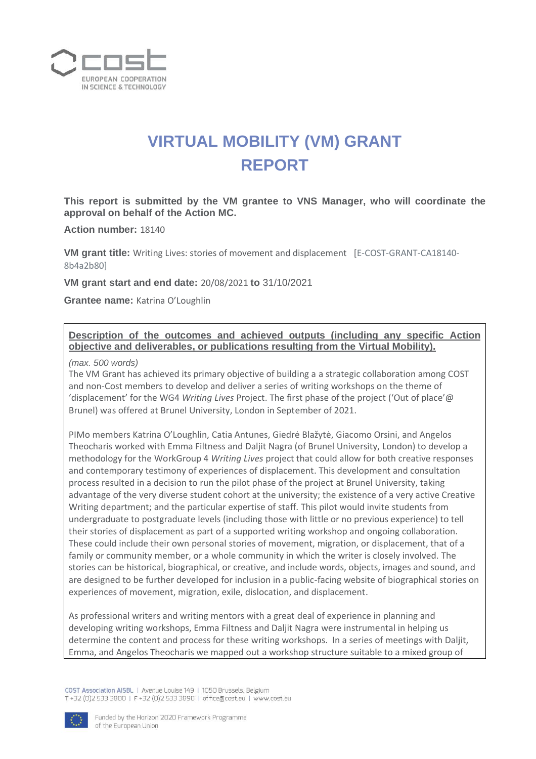# VIRTUAL MOBILITY (VM) GRANT REPORT

**This report is submitted by the VM grantee to VNS Manager, who will coordinate the approval on behalf of the Action MC.**

**Action number:** 18140

**VM grant title:** Writing Lives: stories of movement and displacement [E-COST-GRANT-CA18140-8b4a2b80]

**VM grant start and end date:** 20/08/2021 **to** 31/10/2021

**Grantee name:** Katrina O'Loughlin

**Description of the outcomes and achieved outputs (including any specific Action objective and deliverables, or publications resulting from the Virtual Mobility).**

*(max. 500 words)*

The VM Grant has achieved its primary objective of building a a strategic collaboration among COST and non-Cost members to develop and deliver a series of writing workshops on the theme of 'displacement' for the WG4 *Writing Lives* Project. The first phase of the project ('Out of place'@ Brunel) was offered at Brunel University, London in September of 2021.

PIMo members Katrina O'Loughlin, Catia Antunes, Giedrė Blažytė, Giacomo Orsini, and Angelos Theocharis worked with Emma Filtness and Daljit Nagra (of Brunel University, London) to develop a methodology for the WorkGroup 4 *Writing Lives* project that could allow for both creative responses and contemporary testimony of experiences of displacement. This development and consultation process resulted in a decision to run the pilot phase of the project at Brunel University, taking advantage of the very diverse student cohort at the university; the existence of a very active Creative Writing department; and the particular expertise of staff. This pilot would invite students from undergraduate to postgraduate levels (including those with little or no previous experience) to tell their stories of displacement as part of a supported writing workshop and ongoing collaboration. These could include their own personal stories of movement, migration, or displacement, that of a family or community member, or a whole community in which the writer is closely involved. The stories can be historical, biographical, or creative, and include words, objects, images and sound, and are designed to be further developed for inclusion in a public-facing website of biographical stories on experiences of movement, migration, exile, dislocation, and displacement.

As professional writers and writing mentors with a great deal of experience in planning and developing writing workshops, Emma Filtness and Daljit Nagra were instrumental in helping us determine the content and process for these writing workshops. In a series of meetings with Daljit, Emma, and Angelos Theocharis we mapped out a workshop structure suitable to a mixed group of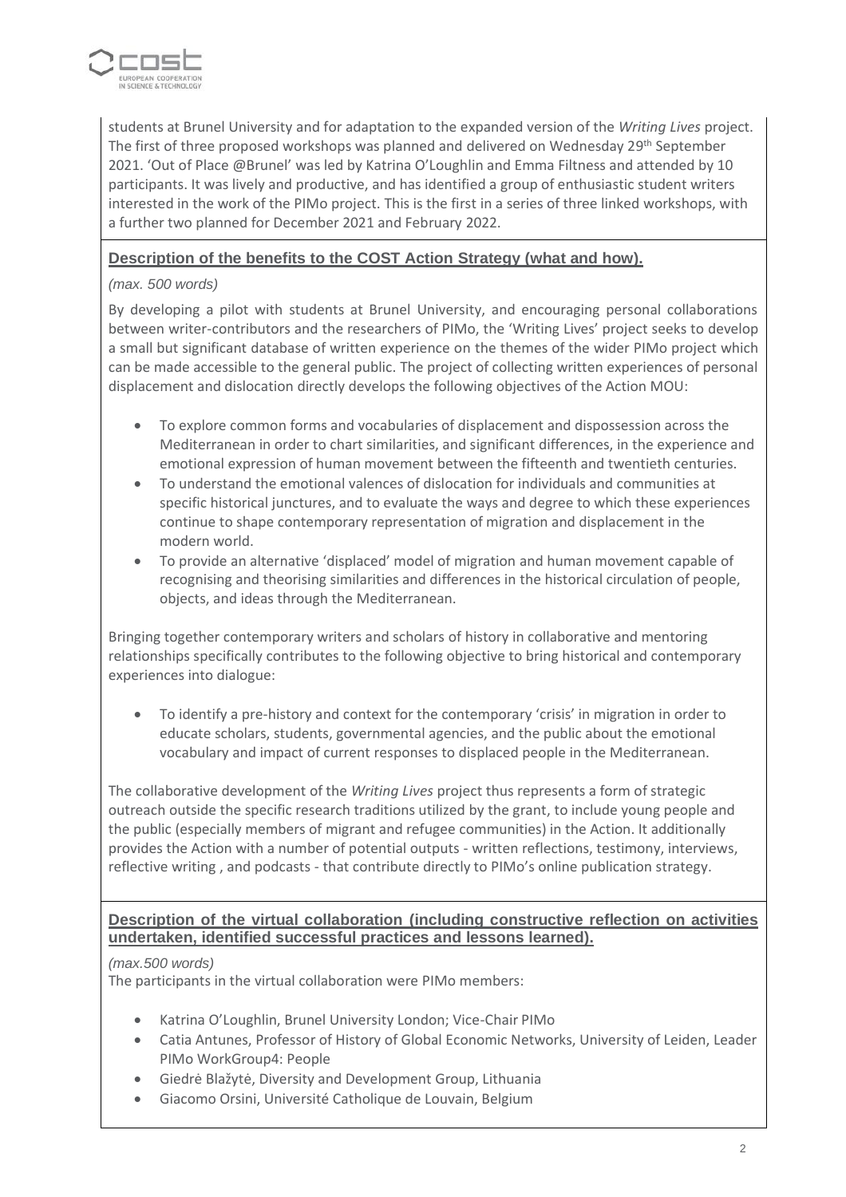students at Brunel University and for adaptation to the expanded version of the *Writing Lives* project. The first of three proposed workshops was planned and delivered on Wednesday 29th September 2021. 'Out of Place @Brunel' was led by Katrina O'Loughlin and Emma Filtness and attended by 10 participants. It was lively and productive, and has identified a group of enthusiastic student writers interested in the work of the PIMo project. This is the first in a series of three linked workshops, with a further two planned for December 2021 and February 2022.

## Description of the benefits to the COST Action Strategy (what and how).

*(max. 500 words)*

By developing a pilot with students at Brunel University, and encouraging personal collaborations between writer-contributors and the researchers of PIMo, the 'Writing Lives' project seeks to develop a small but significant database of written experience on the themes of the wider PIMo project which can be made accessible to the general public. The project of collecting written experiences of personal displacement and dislocation directly develops the following objectives of the Action MOU:

- To explore common forms and vocabularies of displacement and dispossession across the Mediterranean in order to chart similarities, and significant differences, in the experience and emotional expression of human movement between the fifteenth and twentieth centuries.
- To understand the emotional valences of dislocation for individuals and communities at specific historical junctures, and to evaluate the ways and degree to which these experiences continue to shape contemporary representation of migration and displacement in the modern world.
- To provide an alternative 'displaced' model of migration and human movement capable of recognising and theorising similarities and differences in the historical circulation of people, objects, and ideas through the Mediterranean.

Bringing together contemporary writers and scholars of history in collaborative and mentoring relationships specifically contributes to the following objective to bring historical and contemporary experiences into dialogue:

- To identify a pre-history and context for the contemporary 'crisis' in migration in order to educate scholars, students, governmental agencies, and the public about the emotional vocabulary and impact of current responses to displaced people in the Mediterranean.

The collaborative development of the *Writing Lives* project thus represents a form of strategic outreach outside the specific research traditions utilized by the grant, to include young people and the public (especially members of migrant and refugee communities) in the Action. It additionally provides the Action with a number of potential outputs - written reflections, testimony, interviews, reflective writing , and podcasts - that contribute directly to PIMo's online publication strategy.

## Description of the virtual collaboration (including constructive reflection on activities undertaken, identified successful practices and lessons learned).

*(max.500 words)*

The participants in the virtual collaboration were PIMo members:

- Katrina O'Loughlin, Brunel University London; Vice-Chair PIMo
- Catia Antunes, Professor of History of Global Economic Networks, University of Leiden, Leader PIMo WorkGroup4: People
- Giedrė Blažytė, Diversity and Development Group, Lithuania
- Giacomo Orsini, Université Catholique de Louvain, Belgium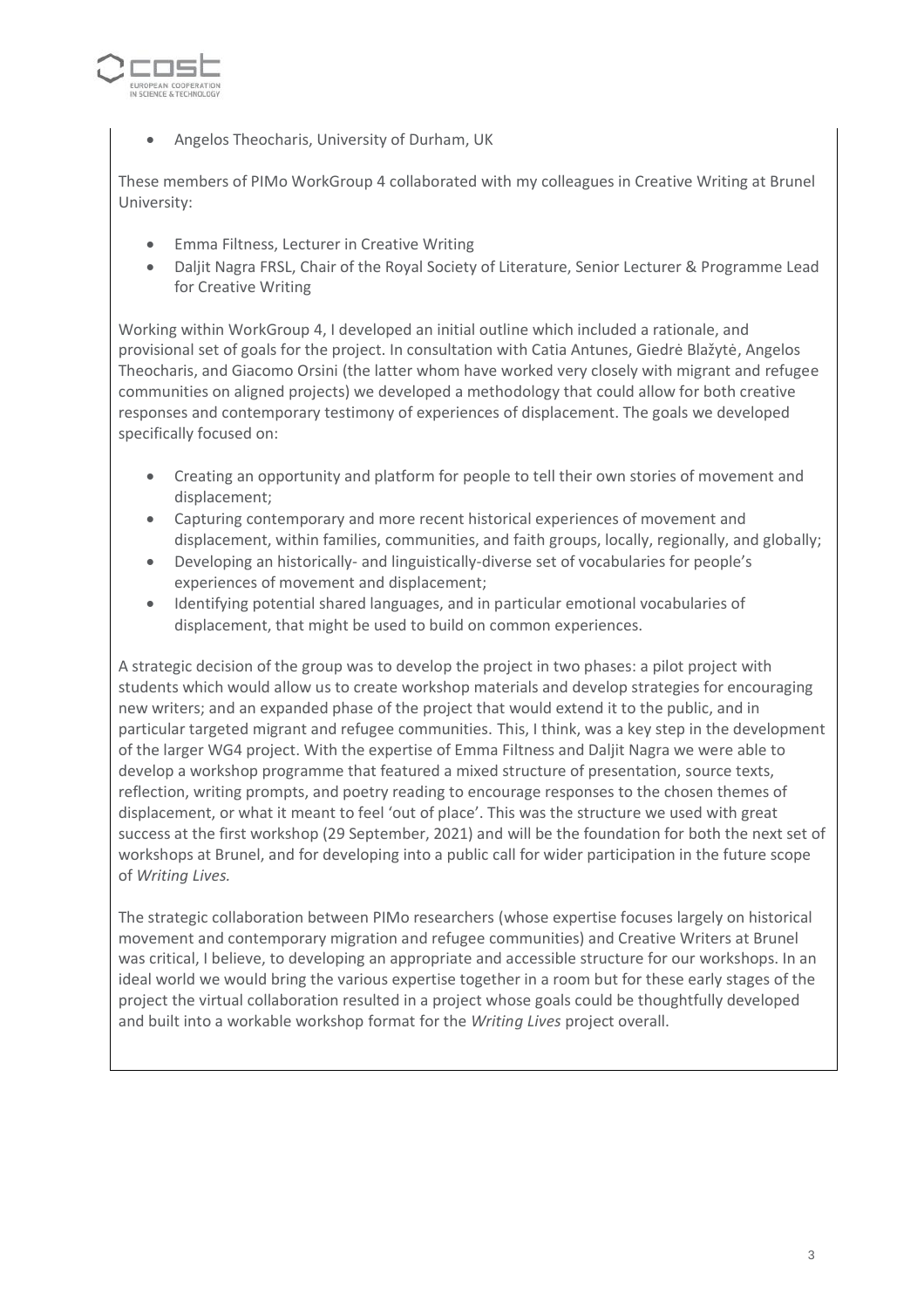- Angelos Theocharis, University of Durham, UK

These members of PIMo WorkGroup 4 collaborated with my colleagues in Creative Writing at Brunel University:

- Emma Filtness, Lecturer in Creative Writing
- Daljit Nagra FRSL, Chair of the Royal Society of Literature, Senior Lecturer & Programme Lead for Creative Writing

Working within WorkGroup 4, I developed an initial outline which included a rationale, and provisional set of goals for the project. In consultation with Catia Antunes, Giedrė Blažytė, Angelos Theocharis, and Giacomo Orsini (the latter whom have worked very closely with migrant and refugee communities on aligned projects) we developed a methodology that could allow for both creative responses and contemporary testimony of experiences of displacement. The goals we developed specifically focused on:

- Creating an opportunity and platform for people to tell their own stories of movement and displacement;
- Capturing contemporary and more recent historical experiences of movement and displacement, within families, communities, and faith groups, locally, regionally, and globally;
- Developing an historically- and linguistically-diverse set of vocabularies for people's experiences of movement and displacement;
- Identifying potential shared languages, and in particular emotional vocabularies of displacement, that might be used to build on common experiences.

A strategic decision of the group was to develop the project in two phases: a pilot project with students which would allow us to create workshop materials and develop strategies for encouraging new writers; and an expanded phase of the project that would extend it to the public, and in particular targeted migrant and refugee communities. This, I think, was a key step in the development of the larger WG4 project. With the expertise of Emma Filtness and Daljit Nagra we were able to develop a workshop programme that featured a mixed structure of presentation, source texts, reflection, writing prompts, and poetry reading to encourage responses to the chosen themes of displacement, or what it meant to feel 'out of place'. This was the structure we used with great success at the first workshop (29 September, 2021) and will be the foundation for both the next set of workshops at Brunel, and for developing into a public call for wider participation in the future scope of *Writing Lives.*

The strategic collaboration between PIMo researchers (whose expertise focuses largely on historical movement and contemporary migration and refugee communities) and Creative Writers at Brunel was critical, I believe, to developing an appropriate and accessible structure for our workshops. In an ideal world we would bring the various expertise together in a room but for these early stages of the project the virtual collaboration resulted in a project whose goals could be thoughtfully developed and built into a workable workshop format for the *Writing Lives* project overall.